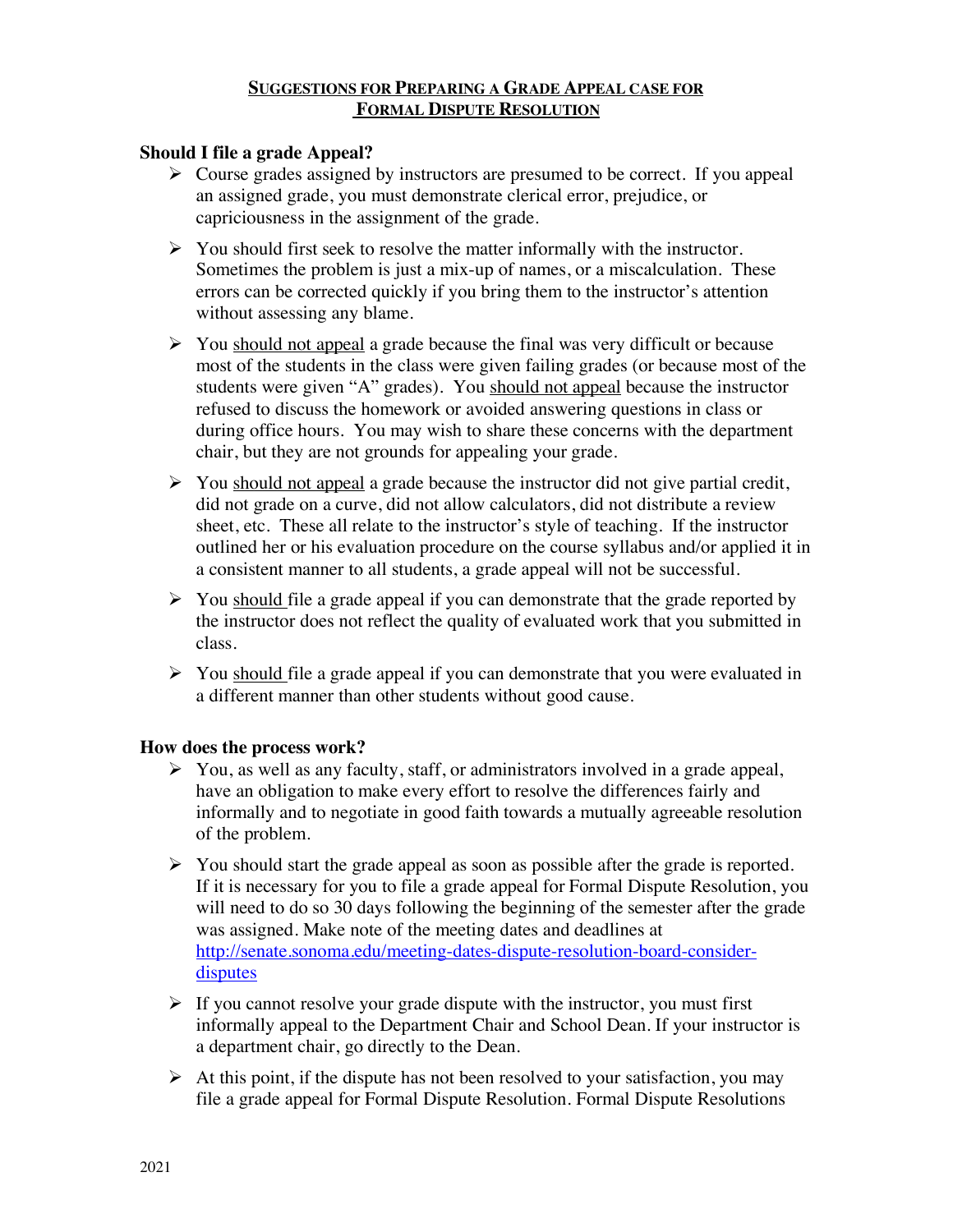# SUGGESTIONS FOR PREPARING A GRADE APPEAL CASE FOR FORMAL DISPUTE RESOLUTION

## Should I file a grade Appeal?

- Course grades assigned by instructors are presumed to be correct. If you appeal an assigned grade, you must demonstrate clerical error, prejudice, or capriciousness in the assignment of the grade.
- You should first seek to resolve the matter informally with the instructor. Sometimes the problem is just a mix-up of names, or a miscalculation. These errors can be corrected quickly if you bring them to the instructor's attention without assessing any blame.
- You <u>should not appeal</u> a grade because the final was very difficult or because most of the students in the class were given failing grades (or because most of the students were given "A" grades). You <u>should not appeal</u> because the instructor refused to discuss the homework or avoided answering questions in class or during office hours. You may wish to share these concerns with the department chair, but they are not grounds for appealing your grade.
- You <u>should not appeal</u> a grade because the instructor did not give partial credit, did not grade on a curve, did not allow calculators, did not distribute a review sheet, etc. These all relate to the instructor's style of teaching. If the instructor outlined her or his evaluation procedure on the course syllabus and/or applied it in a consistent manner to all students, a grade appeal will not be successful.
- You <u>should</u> file a grade appeal if you can demonstrate that the grade reported by the instructor does not reflect the quality of evaluated work that you submitted in class.
- You <u>should</u> file a grade appeal if you can demonstrate that you were evaluated in a different manner than other students without good cause.

## How does the process work?

- You, as well as any faculty, staff, or administrators involved in a grade appeal, have an obligation to make every effort to resolve the differences fairly and informally and to negotiate in good faith towards a mutually agreeable resolution of the problem.
- You should start the grade appeal as soon as possible after the grade is reported. If it is necessary for you to file a grade appeal for Formal Dispute Resolution, you will need to do so 30 days following the beginning of the semester after the grade was assigned. Make note of the meeting dates and deadlines at [http://senate.sonoma.edu/meeting-dates-dispute-resolution-board-consider-disputes](http://senate.sonoma.edu/meeting-dates-dispute-resolution-board-consider-disputes)
- If you cannot resolve your grade dispute with the instructor, you must first informally appeal to the Department Chair and School Dean. If your instructor is a department chair, go directly to the Dean.
- At this point, if the dispute has not been resolved to your satisfaction, you may file a grade appeal for Formal Dispute Resolution. Formal Dispute Resolutions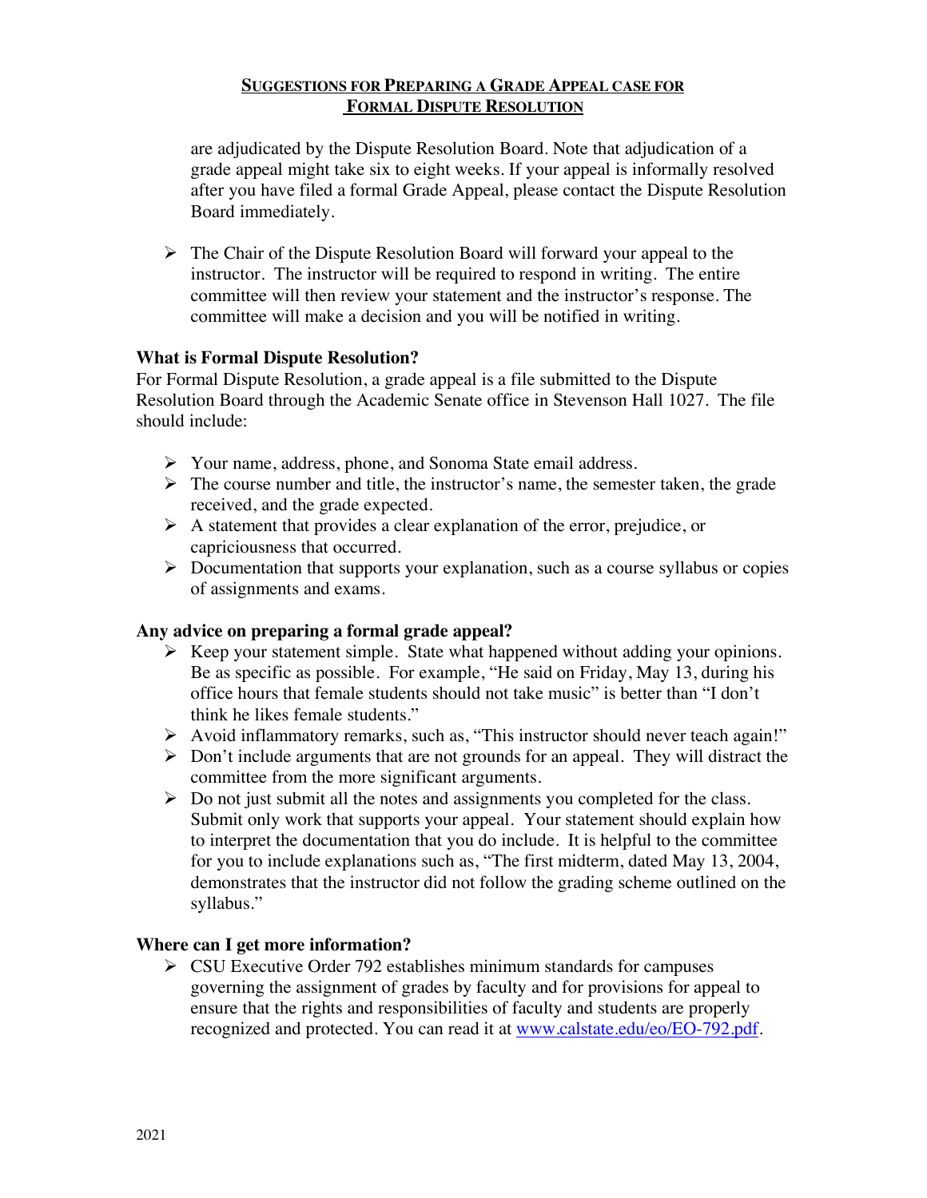are adjudicated by the Dispute Resolution Board. Note that adjudication of a grade appeal might take six to eight weeks. If your appeal is informally resolved after you have filed a formal Grade Appeal, please contact the Dispute Resolution Board immediately.

- The Chair of the Dispute Resolution Board will forward your appeal to the instructor. The instructor will be required to respond in writing. The entire committee will then review your statement and the instructor's response. The committee will make a decision and you will be notified in writing.

**What is Formal Dispute Resolution?**

For Formal Dispute Resolution, a grade appeal is a file submitted to the Dispute Resolution Board through the Academic Senate office in Stevenson Hall 1027. The file should include:

- Your name, address, phone, and Sonoma State email address.
- The course number and title, the instructor's name, the semester taken, the grade received, and the grade expected.
- A statement that provides a clear explanation of the error, prejudice, or capriciousness that occurred.
- Documentation that supports your explanation, such as a course syllabus or copies of assignments and exams.

**Any advice on preparing a formal grade appeal?**

- Keep your statement simple. State what happened without adding your opinions. Be as specific as possible. For example, "He said on Friday, May 13, during his office hours that female students should not take music" is better than "I don't think he likes female students."
- Avoid inflammatory remarks, such as, "This instructor should never teach again!"
- Don't include arguments that are not grounds for an appeal. They will distract the committee from the more significant arguments.
- Do not just submit all the notes and assignments you completed for the class. Submit only work that supports your appeal. Your statement should explain how to interpret the documentation that you do include. It is helpful to the committee for you to include explanations such as, "The first midterm, dated May 13, 2004, demonstrates that the instructor did not follow the grading scheme outlined on the syllabus."

**Where can I get more information?**

- CSU Executive Order 792 establishes minimum standards for campuses governing the assignment of grades by faculty and for provisions for appeal to ensure that the rights and responsibilities of faculty and students are properly recognized and protected. You can read it at [www.calstate.edu/eo/EO-792.pdf](www.calstate.edu/eo/EO-792.pdf).

2021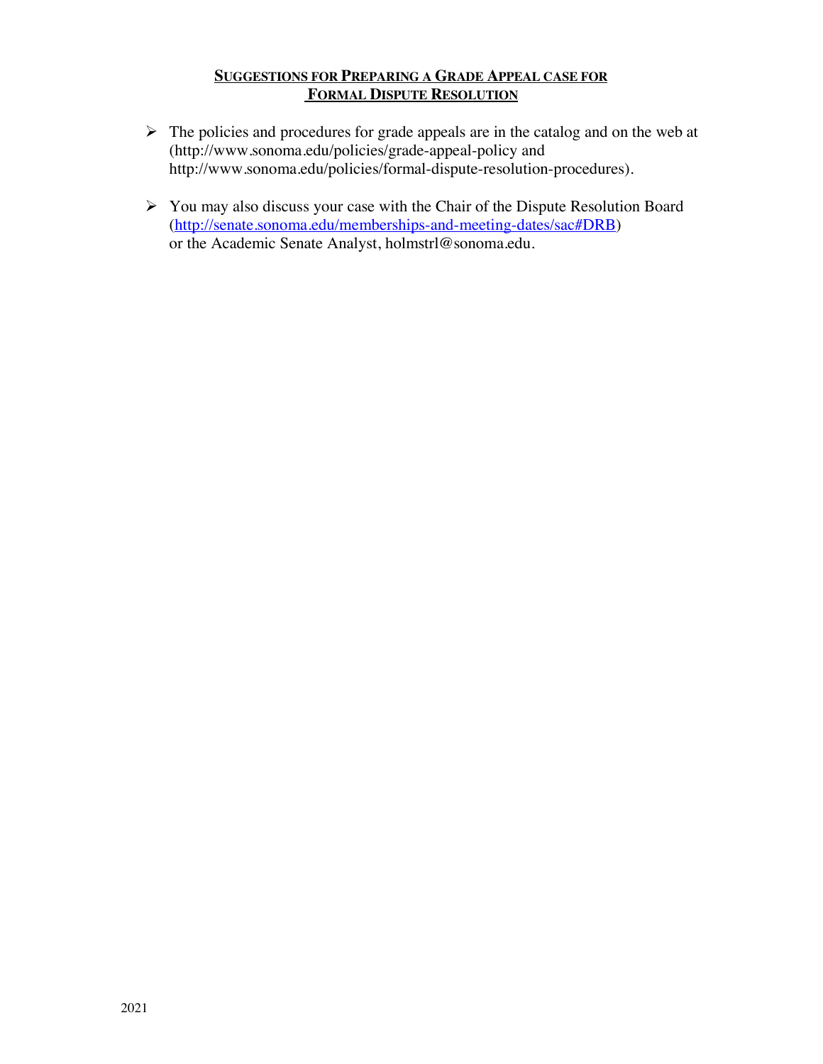## SUGGESTIONS FOR PREPARING A GRADE APPEAL CASE FOR FORMAL DISPUTE RESOLUTION

- The policies and procedures for grade appeals are in the catalog and on the web at (http://www.sonoma.edu/policies/grade-appeal-policy and http://www.sonoma.edu/policies/formal-dispute-resolution-procedures).

- You may also discuss your case with the Chair of the Dispute Resolution Board ([http://senate.sonoma.edu/memberships-and-meeting-dates/sac#DRB](http://senate.sonoma.edu/memberships-and-meeting-dates/sac#DRB)) or the Academic Senate Analyst, holmstrl@sonoma.edu.

2021